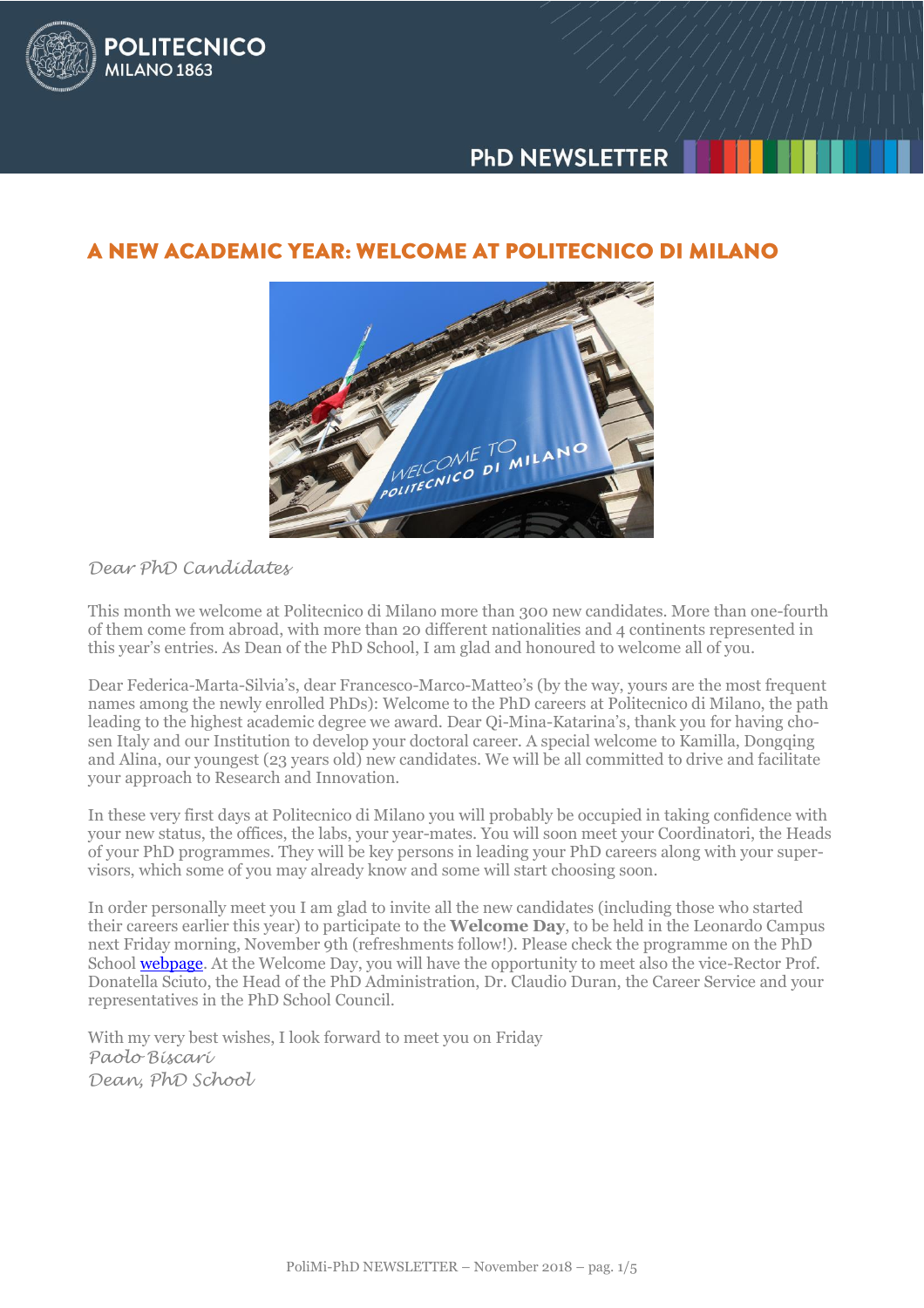# A NEW ACADEMIC YEAR: WELCOME AT POLITECNICO DI MILANO

*Dear PhD Candidates*

This month we welcome at Politecnico di Milano more than 300 new candidates. More than one-fourth of them come from abroad, with more than 20 different nationalities and 4 continents represented in this year's entries. As Dean of the PhD School, I am glad and honoured to welcome all of you.

Dear Federica-Marta-Silvia's, dear Francesco-Marco-Matteo's (by the way, yours are the most frequent names among the newly enrolled PhDs): Welcome to the PhD careers at Politecnico di Milano, the path leading to the highest academic degree we award. Dear Qi-Mina-Katarina's, thank you for having chosen Italy and our Institution to develop your doctoral career. A special welcome to Kamilla, Dongqing and Alina, our youngest (23 years old) new candidates. We will be all committed to drive and facilitate your approach to Research and Innovation.

In these very first days at Politecnico di Milano you will probably be occupied in taking confidence with your new status, the offices, the labs, your year-mates. You will soon meet your Coordinatori, the Heads of your PhD programmes. They will be key persons in leading your PhD careers along with your supervisors, which some of you may already know and some will start choosing soon.

In order personally meet you I am glad to invite all the new candidates (including those who started their careers earlier this year) to participate to the **Welcome Day**, to be held in the Leonardo Campus next Friday morning, November 9th (refreshments follow!). Please check the programme on the PhD School webpage. At the Welcome Day, you will have the opportunity to meet also the vice-Rector Prof. Donatella Sciuto, the Head of the PhD Administration, Dr. Claudio Duran, the Career Service and your representatives in the PhD School Council.

With my very best wishes, I look forward to meet you on Friday  
*Paolo Biscari*  
*Dean, PhD School*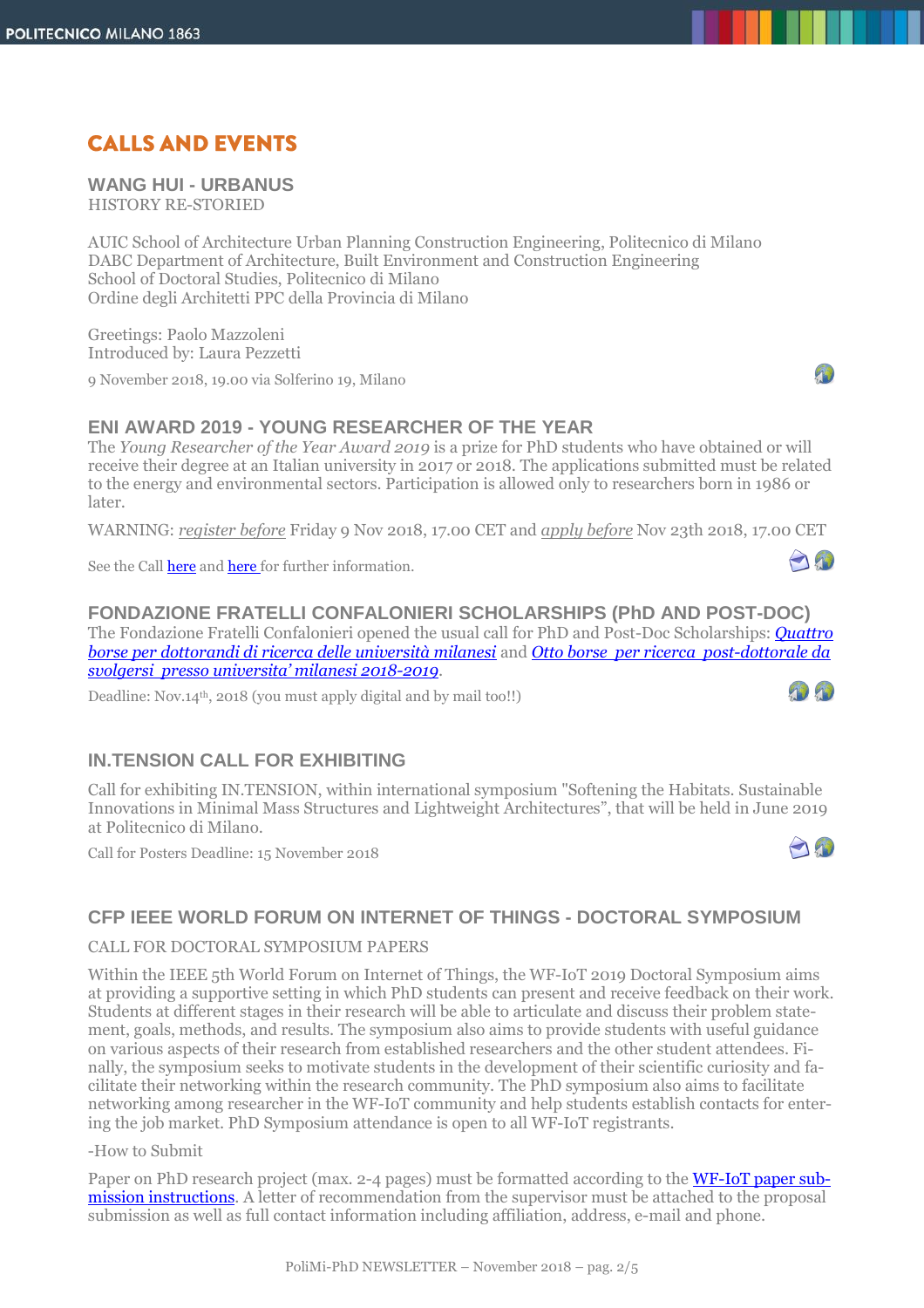# CALLS AND EVENTS

## WANG HUI - URBANUS

HISTORY RE-STORIED

AUIC School of Architecture Urban Planning Construction Engineering, Politecnico di Milano
DABC Department of Architecture, Built Environment and Construction Engineering
School of Doctoral Studies, Politecnico di Milano
Ordine degli Architetti PPC della Provincia di Milano

Greetings: Paolo Mazzoleni
Introduced by: Laura Pezzetti

9 November 2018, 19.00 via Solferino 19, Milano

## ENI AWARD 2019 - YOUNG RESEARCHER OF THE YEAR

The *Young Researcher of the Year Award 2019* is a prize for PhD students who have obtained or will receive their degree at an Italian university in 2017 or 2018. The applications submitted must be related to the energy and environmental sectors. Participation is allowed only to researchers born in 1986 or later.

WARNING: *register before* Friday 9 Nov 2018, 17.00 CET and *apply before* Nov 23th 2018, 17.00 CET

See the Call here and here for further information.

## FONDAZIONE FRATELLI CONFALONIERI SCHOLARSHIPS (PhD AND POST-DOC)

The Fondazione Fratelli Confalonieri opened the usual call for PhD and Post-Doc Scholarships: *Quattro borse per dottorandi di ricerca delle università milanesi* and *Otto borse per ricerca post-dottorale da svolgersi presso universita' milanesi 2018-2019*.

Deadline: Nov.14th, 2018 (you must apply digital and by mail too!!)

## IN.TENSION CALL FOR EXHIBITING

Call for exhibiting IN.TENSION, within international symposium "Softening the Habitats. Sustainable Innovations in Minimal Mass Structures and Lightweight Architectures", that will be held in June 2019 at Politecnico di Milano.

Call for Posters Deadline: 15 November 2018

## CFP IEEE WORLD FORUM ON INTERNET OF THINGS - DOCTORAL SYMPOSIUM

CALL FOR DOCTORAL SYMPOSIUM PAPERS

Within the IEEE 5th World Forum on Internet of Things, the WF-IoT 2019 Doctoral Symposium aims at providing a supportive setting in which PhD students can present and receive feedback on their work. Students at different stages in their research will be able to articulate and discuss their problem statement, goals, methods, and results. The symposium also aims to provide students with useful guidance on various aspects of their research from established researchers and the other student attendees. Finally, the symposium seeks to motivate students in the development of their scientific curiosity and facilitate their networking within the research community. The PhD symposium also aims to facilitate networking among researcher in the WF-IoT community and help students establish contacts for entering the job market. PhD Symposium attendance is open to all WF-IoT registrants.

-How to Submit

Paper on PhD research project (max. 2-4 pages) must be formatted according to the WF-IoT paper submission instructions. A letter of recommendation from the supervisor must be attached to the proposal submission as well as full contact information including affiliation, address, e-mail and phone.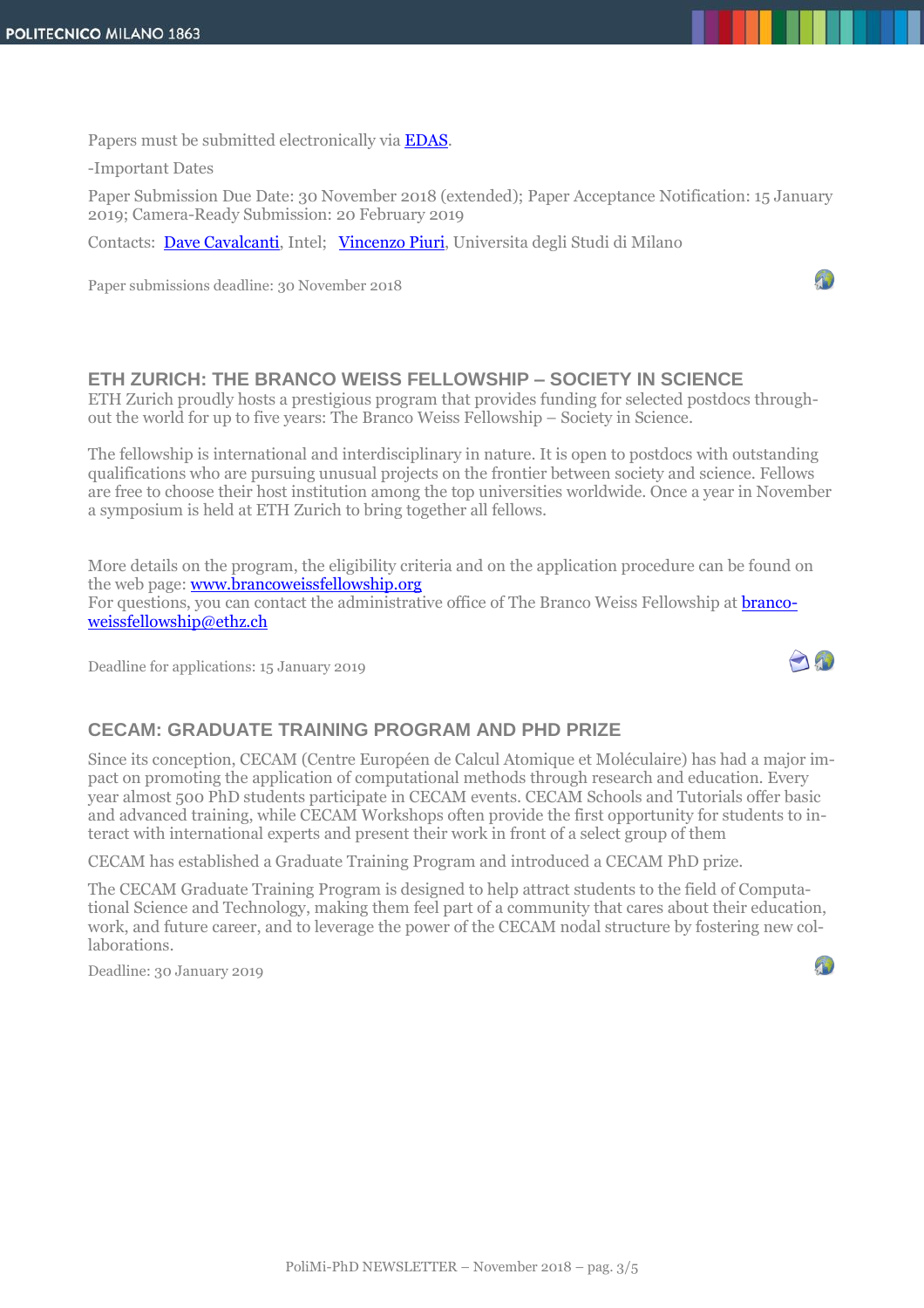Papers must be submitted electronically via EDAS.

-Important Dates

Paper Submission Due Date: 30 November 2018 (extended); Paper Acceptance Notification: 15 January 2019; Camera-Ready Submission: 20 February 2019

Contacts: Dave Cavalcanti, Intel; Vincenzo Piuri, Universita degli Studi di Milano

Paper submissions deadline: 30 November 2018

## ETH ZURICH: THE BRANCO WEISS FELLOWSHIP – SOCIETY IN SCIENCE

ETH Zurich proudly hosts a prestigious program that provides funding for selected postdocs throughout the world for up to five years: The Branco Weiss Fellowship – Society in Science.

The fellowship is international and interdisciplinary in nature. It is open to postdocs with outstanding qualifications who are pursuing unusual projects on the frontier between society and science. Fellows are free to choose their host institution among the top universities worldwide. Once a year in November a symposium is held at ETH Zurich to bring together all fellows.

More details on the program, the eligibility criteria and on the application procedure can be found on the web page: www.brancoweissfellowship.org
For questions, you can contact the administrative office of The Branco Weiss Fellowship at brancoweissfellowship@ethz.ch

Deadline for applications: 15 January 2019

## CECAM: GRADUATE TRAINING PROGRAM AND PHD PRIZE

Since its conception, CECAM (Centre Européen de Calcul Atomique et Moléculaire) has had a major impact on promoting the application of computational methods through research and education. Every year almost 500 PhD students participate in CECAM events. CECAM Schools and Tutorials offer basic and advanced training, while CECAM Workshops often provide the first opportunity for students to interact with international experts and present their work in front of a select group of them

CECAM has established a Graduate Training Program and introduced a CECAM PhD prize.

The CECAM Graduate Training Program is designed to help attract students to the field of Computational Science and Technology, making them feel part of a community that cares about their education, work, and future career, and to leverage the power of the CECAM nodal structure by fostering new collaborations.

Deadline: 30 January 2019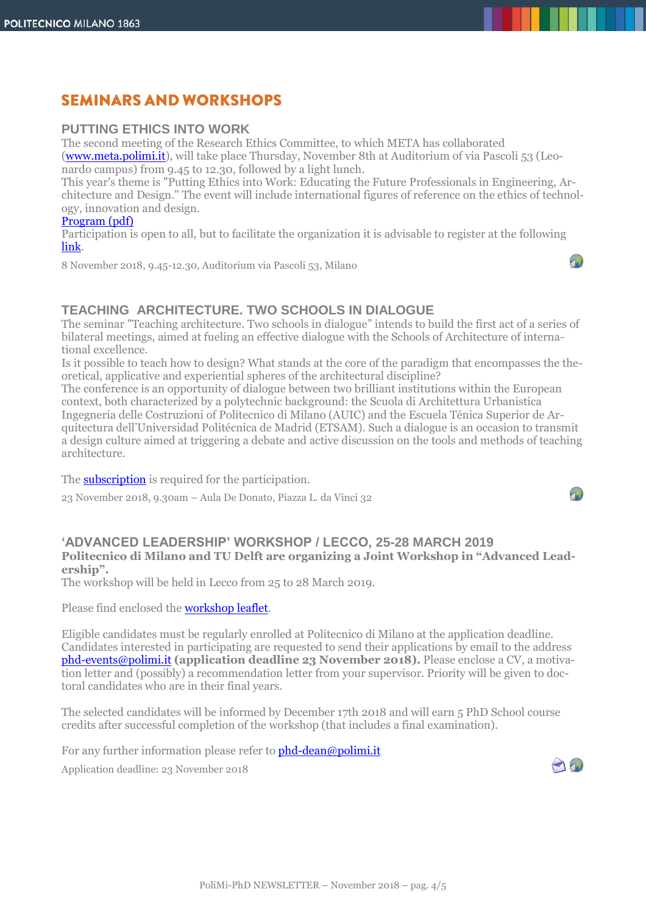# SEMINARS AND WORKSHOPS

## PUTTING ETHICS INTO WORK

The second meeting of the Research Ethics Committee, to which META has collaborated (www.meta.polimi.it), will take place Thursday, November 8th at Auditorium of via Pascoli 53 (Leonardo campus) from 9.45 to 12.30, followed by a light lunch.
This year's theme is "Putting Ethics into Work: Educating the Future Professionals in Engineering, Architecture and Design." The event will include international figures of reference on the ethics of technology, innovation and design.
Program (pdf)
Participation is open to all, but to facilitate the organization it is advisable to register at the following link.

8 November 2018, 9.45-12.30, Auditorium via Pascoli 53, Milano

## TEACHING ARCHITECTURE. TWO SCHOOLS IN DIALOGUE

The seminar "Teaching architecture. Two schools in dialogue" intends to build the first act of a series of bilateral meetings, aimed at fueling an effective dialogue with the Schools of Architecture of international excellence.
Is it possible to teach how to design? What stands at the core of the paradigm that encompasses the theoretical, applicative and experiential spheres of the architectural discipline?
The conference is an opportunity of dialogue between two brilliant institutions within the European context, both characterized by a polytechnic background: the Scuola di Architettura Urbanistica Ingegneria delle Costruzioni of Politecnico di Milano (AUIC) and the Escuela Ténica Superior de Arquitectura dell'Universidad Politécnica de Madrid (ETSAM). Such a dialogue is an occasion to transmit a design culture aimed at triggering a debate and active discussion on the tools and methods of teaching architecture.

The subscription is required for the participation.

23 November 2018, 9.30am – Aula De Donato, Piazza L. da Vinci 32

## 'ADVANCED LEADERSHIP' WORKSHOP / LECCO, 25-28 MARCH 2019

**Politecnico di Milano and TU Delft are organizing a Joint Workshop in "Advanced Leadership".**
The workshop will be held in Lecco from 25 to 28 March 2019.

Please find enclosed the workshop leaflet.

Eligible candidates must be regularly enrolled at Politecnico di Milano at the application deadline. Candidates interested in participating are requested to send their applications by email to the address phd-events@polimi.it **(application deadline 23 November 2018).** Please enclose a CV, a motivation letter and (possibly) a recommendation letter from your supervisor. Priority will be given to doctoral candidates who are in their final years.

The selected candidates will be informed by December 17th 2018 and will earn 5 PhD School course credits after successful completion of the workshop (that includes a final examination).

For any further information please refer to phd-dean@polimi.it

Application deadline: 23 November 2018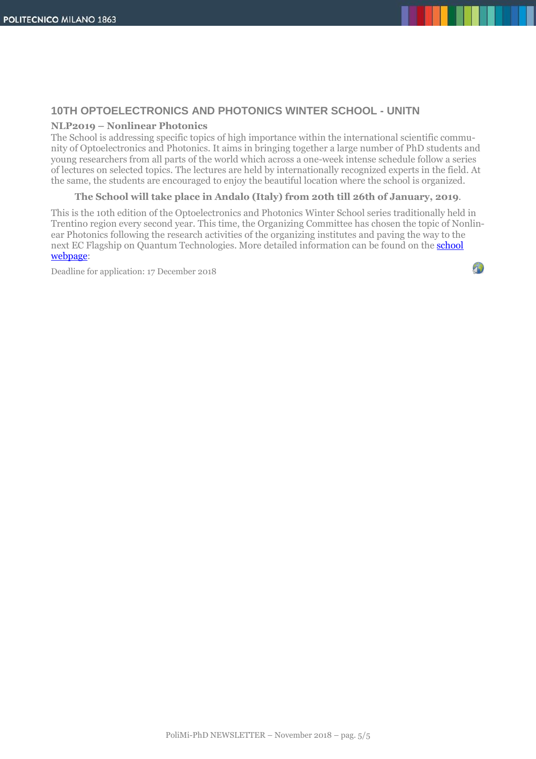## 10TH OPTOELECTRONICS AND PHOTONICS WINTER SCHOOL - UNITN

**NLP2019 – Nonlinear Photonics**

The School is addressing specific topics of high importance within the international scientific community of Optoelectronics and Photonics. It aims in bringing together a large number of PhD students and young researchers from all parts of the world which across a one-week intense schedule follow a series of lectures on selected topics. The lectures are held by internationally recognized experts in the field. At the same, the students are encouraged to enjoy the beautiful location where the school is organized.

**The School will take place in Andalo (Italy) from 20th till 26th of January, 2019**.

This is the 10th edition of the Optoelectronics and Photonics Winter School series traditionally held in Trentino region every second year. This time, the Organizing Committee has chosen the topic of Nonlinear Photonics following the research activities of the organizing institutes and paving the way to the next EC Flagship on Quantum Technologies. More detailed information can be found on the school webpage:

Deadline for application: 17 December 2018